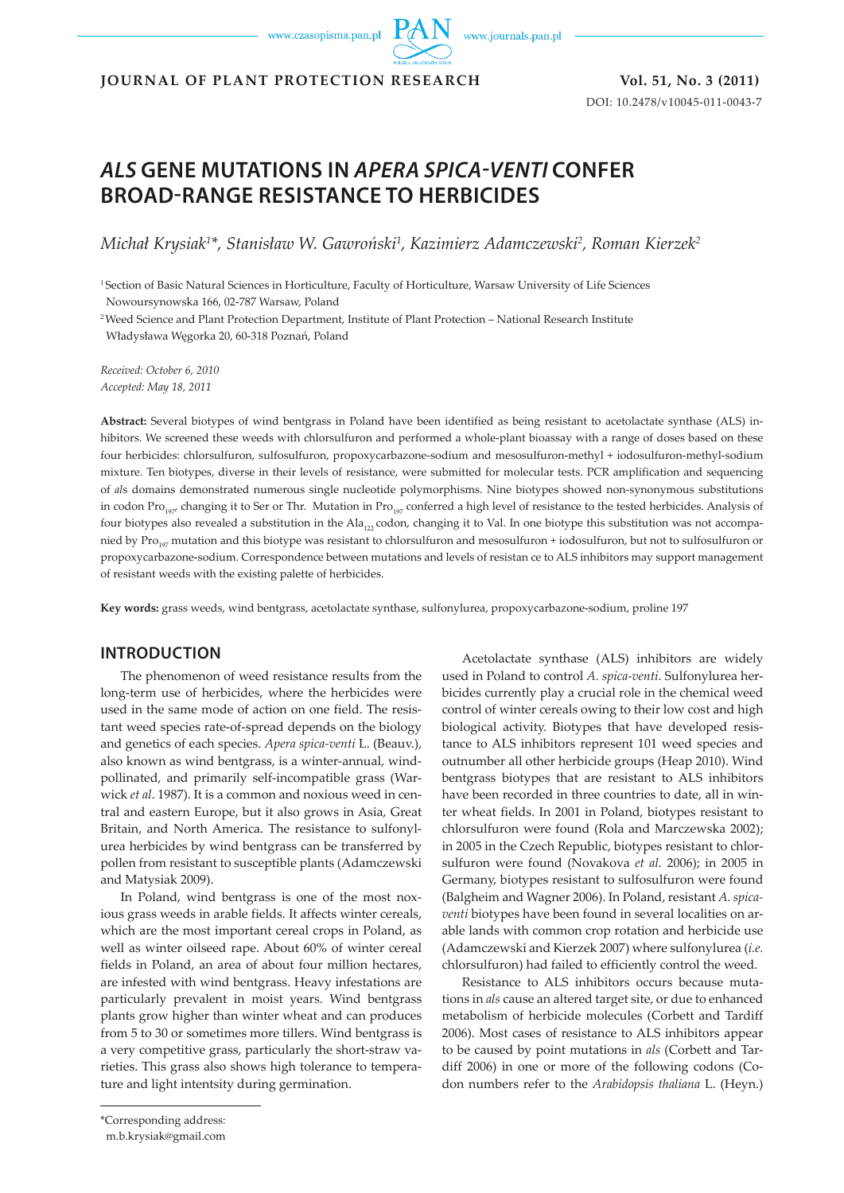# *ALS* GENE MUTATIONS IN *APERA SPICA-VENTI* CONFER BROAD-RANGE RESISTANCE TO HERBICIDES

*Michał Krysiak[1]\*, Stanisław W. Gawroński[1], Kazimierz Adamczewski[2], Roman Kierzek[2]*

[1] Section of Basic Natural Sciences in Horticulture, Faculty of Horticulture, Warsaw University of Life Sciences Nowoursynowska 166, 02-787 Warsaw, Poland

[2] Weed Science and Plant Protection Department, Institute of Plant Protection – National Research Institute Władysława Węgorka 20, 60-318 Poznań, Poland

*Received: October 6, 2010*
*Accepted: May 18, 2011*

**Abstract:** Several biotypes of wind bentgrass in Poland have been identified as being resistant to acetolactate synthase (ALS) inhibitors. We screened these weeds with chlorsulfuron and performed a whole-plant bioassay with a range of doses based on these four herbicides: chlorsulfuron, sulfosulfuron, propoxycarbazone-sodium and mesosulfuron-methyl + iodosulfuron-methyl-sodium mixture. Ten biotypes, diverse in their levels of resistance, were submitted for molecular tests. PCR amplification and sequencing of *al*s domains demonstrated numerous single nucleotide polymorphisms. Nine biotypes showed non-synonymous substitutions in codon $Pro_{197}$, changing it to Ser or Thr. Mutation in $Pro_{197}$ conferred a high level of resistance to the tested herbicides. Analysis of four biotypes also revealed a substitution in the $Ala_{122}$ codon, changing it to Val. In one biotype this substitution was not accompanied by $Pro_{197}$ mutation and this biotype was resistant to chlorsulfuron and mesosulfuron + iodosulfuron, but not to sulfosulfuron or propoxycarbazone-sodium. Correspondence between mutations and levels of resistan ce to ALS inhibitors may support management of resistant weeds with the existing palette of herbicides.

**Key words:** grass weeds, wind bentgrass, acetolactate synthase, sulfonylurea, propoxycarbazone-sodium, proline 197

## INTRODUCTION

The phenomenon of weed resistance results from the long-term use of herbicides, where the herbicides were used in the same mode of action on one field. The resistant weed species rate-of-spread depends on the biology and genetics of each species. *Apera spica-venti* L. (Beauv.), also known as wind bentgrass, is a winter-annual, wind-pollinated, and primarily self-incompatible grass (Warwick *et al*. 1987). It is a common and noxious weed in central and eastern Europe, but it also grows in Asia, Great Britain, and North America. The resistance to sulfonylurea herbicides by wind bentgrass can be transferred by pollen from resistant to susceptible plants (Adamczewski and Matysiak 2009).

In Poland, wind bentgrass is one of the most noxious grass weeds in arable fields. It affects winter cereals, which are the most important cereal crops in Poland, as well as winter oilseed rape. About 60% of winter cereal fields in Poland, an area of about four million hectares, are infested with wind bentgrass. Heavy infestations are particularly prevalent in moist years. Wind bentgrass plants grow higher than winter wheat and can produces from 5 to 30 or sometimes more tillers. Wind bentgrass is a very competitive grass, particularly the short-straw varieties. This grass also shows high tolerance to temperature and light intentsity during germination.

Acetolactate synthase (ALS) inhibitors are widely used in Poland to control *A. spica-venti*. Sulfonylurea herbicides currently play a crucial role in the chemical weed control of winter cereals owing to their low cost and high biological activity. Biotypes that have developed resistance to ALS inhibitors represent 101 weed species and outnumber all other herbicide groups (Heap 2010). Wind bentgrass biotypes that are resistant to ALS inhibitors have been recorded in three countries to date, all in winter wheat fields. In 2001 in Poland, biotypes resistant to chlorsulfuron were found (Rola and Marczewska 2002); in 2005 in the Czech Republic, biotypes resistant to chlorsulfuron were found (Novakova *et al*. 2006); in 2005 in Germany, biotypes resistant to sulfosulfuron were found (Balgheim and Wagner 2006). In Poland, resistant *A. spica-venti* biotypes have been found in several localities on arable lands with common crop rotation and herbicide use (Adamczewski and Kierzek 2007) where sulfonylurea (*i.e.* chlorsulfuron) had failed to efficiently control the weed.

Resistance to ALS inhibitors occurs because mutations in *als* cause an altered target site, or due to enhanced metabolism of herbicide molecules (Corbett and Tardiff 2006). Most cases of resistance to ALS inhibitors appear to be caused by point mutations in *als* (Corbett and Tardiff 2006) in one or more of the following codons (Codon numbers refer to the *Arabidopsis thaliana* L. (Heyn.)

\*Corresponding address:
m.b.krysiak@gmail.com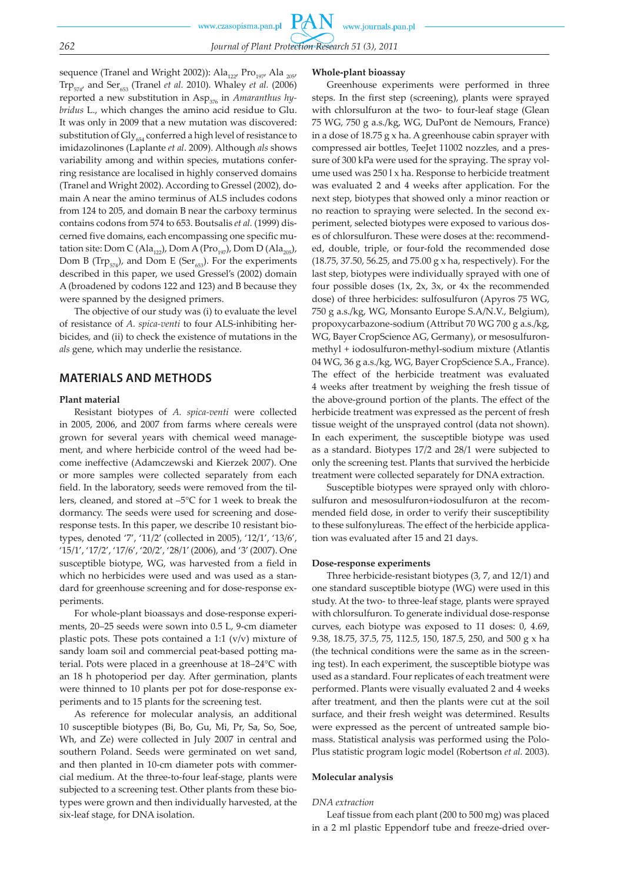sequence (Tranel and Wright 2002)): $Ala_{122}$, $Pro_{197}$, $Ala_{205}$, $Trp_{574}$, and $Ser_{653}$ (Tranel *et al.* 2010). Whaley *et al.* (2006) reported a new substitution in $Asp_{376}$ in *Amaranthus hybridus* L., which changes the amino acid residue to Glu. It was only in 2009 that a new mutation was discovered: substitution of $Gly_{654}$ conferred a high level of resistance to imidazolinones (Laplante *et al*. 2009). Although *als* shows variability among and within species, mutations conferring resistance are localised in highly conserved domains (Tranel and Wright 2002). According to Gressel (2002), domain A near the amino terminus of ALS includes codons from 124 to 205, and domain B near the carboxy terminus contains codons from 574 to 653. Boutsalis *et al.* (1999) discerned five domains, each encompassing one specific mutation site: Dom C ($Ala_{122}$), Dom A ($Pro_{197}$), Dom D ($Ala_{205}$), Dom B ($Trp_{574}$), and Dom E ($Ser_{653}$). For the experiments described in this paper, we used Gressel's (2002) domain A (broadened by codons 122 and 123) and B because they were spanned by the designed primers.

The objective of our study was (i) to evaluate the level of resistance of *A. spica-venti* to four ALS-inhibiting herbicides, and (ii) to check the existence of mutations in the *als* gene, which may underlie the resistance.

## MATERIALS AND METHODS

### Plant material

Resistant biotypes of *A. spica-venti* were collected in 2005, 2006, and 2007 from farms where cereals were grown for several years with chemical weed management, and where herbicide control of the weed had become ineffective (Adamczewski and Kierzek 2007). One or more samples were collected separately from each field. In the laboratory, seeds were removed from the tillers, cleaned, and stored at –5°C for 1 week to break the dormancy. The seeds were used for screening and dose-response tests. In this paper, we describe 10 resistant biotypes, denoted '7', '11/2' (collected in 2005), '12/1', '13/6', '15/1', '17/2', '17/6', '20/2', '28/1' (2006), and '3' (2007). One susceptible biotype, WG, was harvested from a field in which no herbicides were used and was used as a standard for greenhouse screening and for dose-response experiments.

For whole-plant bioassays and dose-response experiments, 20–25 seeds were sown into 0.5 L, 9-cm diameter plastic pots. These pots contained a 1:1 (v/v) mixture of sandy loam soil and commercial peat-based potting material. Pots were placed in a greenhouse at 18–24°C with an 18 h photoperiod per day. After germination, plants were thinned to 10 plants per pot for dose-response experiments and to 15 plants for the screening test.

As reference for molecular analysis, an additional 10 susceptible biotypes (Bi, Bo, Gu, Mi, Pr, Sa, So, Soe, Wh, and Ze) were collected in July 2007 in central and southern Poland. Seeds were germinated on wet sand, and then planted in 10-cm diameter pots with commercial medium. At the three-to-four leaf-stage, plants were subjected to a screening test. Other plants from these biotypes were grown and then individually harvested, at the six-leaf stage, for DNA isolation.

### Whole-plant bioassay

Greenhouse experiments were performed in three steps. In the first step (screening), plants were sprayed with chlorsulfuron at the two- to four-leaf stage (Glean 75 WG, 750 g a.s./kg, WG, DuPont de Nemours, France) in a dose of 18.75 g x ha. A greenhouse cabin sprayer with compressed air bottles, TeeJet 11002 nozzles, and a pressure of 300 kPa were used for the spraying. The spray volume used was 250 l x ha. Response to herbicide treatment was evaluated 2 and 4 weeks after application. For the next step, biotypes that showed only a minor reaction or no reaction to spraying were selected. In the second experiment, selected biotypes were exposed to various doses of chlorsulfuron. These were doses at the: recommended, double, triple, or four-fold the recommended dose (18.75, 37.50, 56.25, and 75.00 g x ha, respectively). For the last step, biotypes were individually sprayed with one of four possible doses (1x, 2x, 3x, or 4x the recommended dose) of three herbicides: sulfosulfuron (Apyros 75 WG, 750 g a.s./kg, WG, Monsanto Europe S.A/N.V., Belgium), propoxycarbazone-sodium (Attribut 70 WG 700 g a.s./kg, WG, Bayer CropScience AG, Germany), or mesosulfuron-methyl + iodosulfuron-methyl-sodium mixture (Atlantis 04 WG, 36 g a.s./kg, WG, Bayer CropScience S.A., France). The effect of the herbicide treatment was evaluated 4 weeks after treatment by weighing the fresh tissue of the above-ground portion of the plants. The effect of the herbicide treatment was expressed as the percent of fresh tissue weight of the unsprayed control (data not shown). In each experiment, the susceptible biotype was used as a standard. Biotypes 17/2 and 28/1 were subjected to only the screening test. Plants that survived the herbicide treatment were collected separately for DNA extraction.

Susceptible biotypes were sprayed only with chlorosulfuron and mesosulfuron+iodosulfuron at the recommended field dose, in order to verify their susceptibility to these sulfonylureas. The effect of the herbicide application was evaluated after 15 and 21 days.

### Dose-response experiments

Three herbicide-resistant biotypes (3, 7, and 12/1) and one standard susceptible biotype (WG) were used in this study. At the two- to three-leaf stage, plants were sprayed with chlorsulfuron. To generate individual dose-response curves, each biotype was exposed to 11 doses: 0, 4.69, 9.38, 18.75, 37.5, 75, 112.5, 150, 187.5, 250, and 500 g x ha (the technical conditions were the same as in the screening test). In each experiment, the susceptible biotype was used as a standard. Four replicates of each treatment were performed. Plants were visually evaluated 2 and 4 weeks after treatment, and then the plants were cut at the soil surface, and their fresh weight was determined. Results were expressed as the percent of untreated sample biomass. Statistical analysis was performed using the Polo-Plus statistic program logic model (Robertson *et al.* 2003).

### Molecular analysis

#### *DNA extraction*

Leaf tissue from each plant (200 to 500 mg) was placed in a 2 ml plastic Eppendorf tube and freeze-dried over-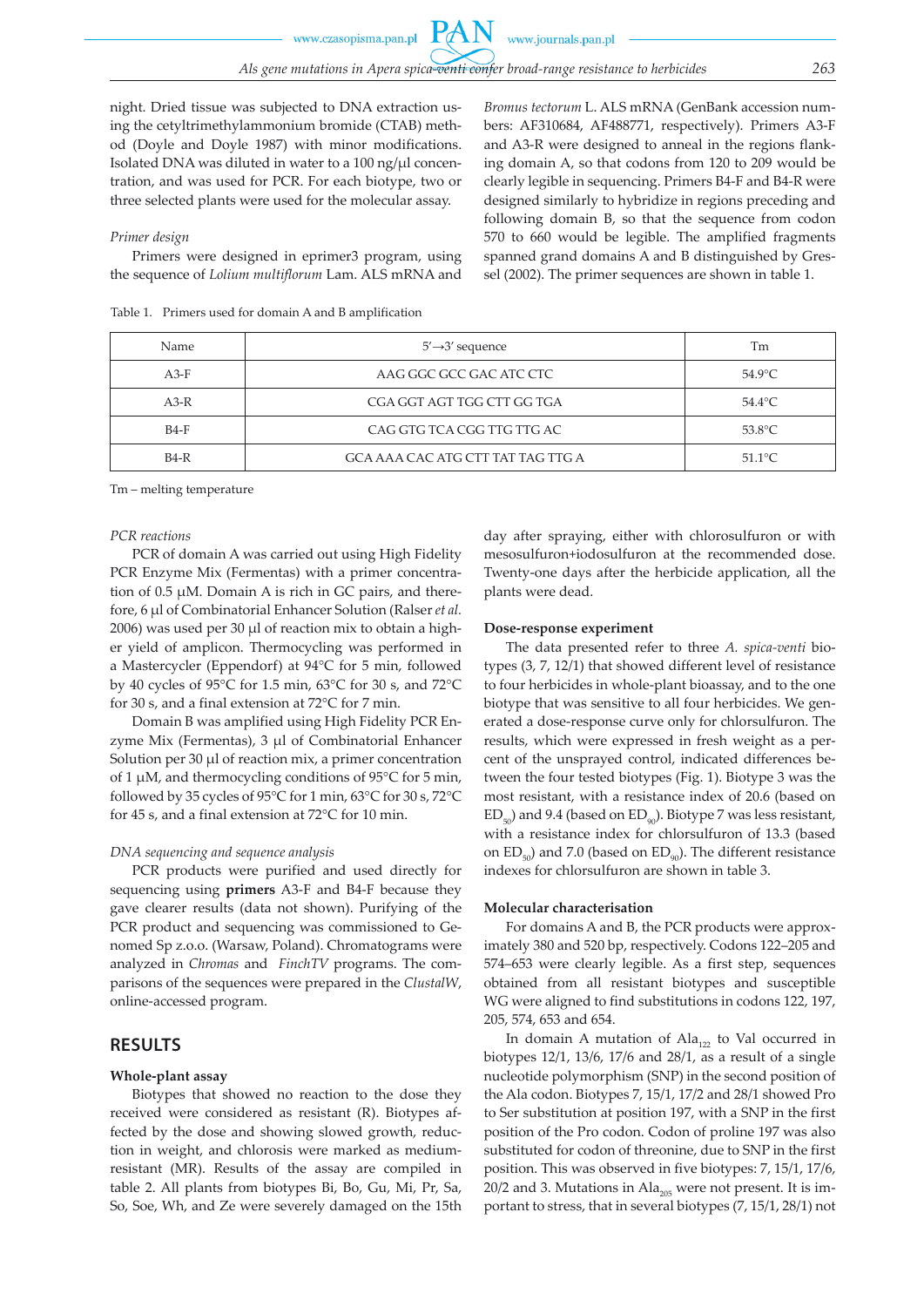night. Dried tissue was subjected to DNA extraction using the cetyltrimethylammonium bromide (CTAB) method (Doyle and Doyle 1987) with minor modifications. Isolated DNA was diluted in water to a 100 ng/μl concentration, and was used for PCR. For each biotype, two or three selected plants were used for the molecular assay.

*Primer design*

Primers were designed in eprimer3 program, using the sequence of *Lolium multiflorum* Lam. ALS mRNA and *Bromus tectorum* L. ALS mRNA (GenBank accession numbers: AF310684, AF488771, respectively). Primers A3-F and A3-R were designed to anneal in the regions flanking domain A, so that codons from 120 to 209 would be clearly legible in sequencing. Primers B4-F and B4-R were designed similarly to hybridize in regions preceding and following domain B, so that the sequence from codon 570 to 660 would be legible. The amplified fragments spanned grand domains A and B distinguished by Gressel (2002). The primer sequences are shown in table 1.

Table 1. Primers used for domain A and B amplification

| Name | 5′→3′ sequence | Tm |
|---|---|---|
| A3-F | AAG GGC GCC GAC ATC CTC | 54.9°C |
| A3-R | CGA GGT AGT TGG CTT GG TGA | 54.4°C |
| B4-F | CAG GTG TCA CGG TTG TTG AC | 53.8°C |
| B4-R | GCA AAA CAC ATG CTT TAT TAG TTG A | 51.1°C |

Tm – melting temperature

*PCR reactions*

PCR of domain A was carried out using High Fidelity PCR Enzyme Mix (Fermentas) with a primer concentration of 0.5 μM. Domain A is rich in GC pairs, and therefore, 6 μl of Combinatorial Enhancer Solution (Ralser *et al.* 2006) was used per 30 μl of reaction mix to obtain a higher yield of amplicon. Thermocycling was performed in a Mastercycler (Eppendorf) at 94°C for 5 min, followed by 40 cycles of 95°C for 1.5 min, 63°C for 30 s, and 72°C for 30 s, and a final extension at 72°C for 7 min.

Domain B was amplified using High Fidelity PCR Enzyme Mix (Fermentas), 3 μl of Combinatorial Enhancer Solution per 30 μl of reaction mix, a primer concentration of 1 μM, and thermocycling conditions of 95°C for 5 min, followed by 35 cycles of 95°C for 1 min, 63°C for 30 s, 72°C for 45 s, and a final extension at 72°C for 10 min.

*DNA sequencing and sequence analysis*

PCR products were purified and used directly for sequencing using **primers** A3-F and B4-F because they gave clearer results (data not shown). Purifying of the PCR product and sequencing was commissioned to Genomed Sp z.o.o. (Warsaw, Poland). Chromatograms were analyzed in *Chromas* and *FinchTV* programs. The comparisons of the sequences were prepared in the *ClustalW*, online-accessed program.

## RESULTS

### Whole-plant assay

Biotypes that showed no reaction to the dose they received were considered as resistant (R). Biotypes affected by the dose and showing slowed growth, reduction in weight, and chlorosis were marked as medium-resistant (MR). Results of the assay are compiled in table 2. All plants from biotypes Bi, Bo, Gu, Mi, Pr, Sa, So, Soe, Wh, and Ze were severely damaged on the 15th day after spraying, either with chlorosulfuron or with mesosulfuron+iodosulfuron at the recommended dose. Twenty-one days after the herbicide application, all the plants were dead.

### Dose-response experiment

The data presented refer to three *A. spica-venti* biotypes (3, 7, 12/1) that showed different level of resistance to four herbicides in whole-plant bioassay, and to the one biotype that was sensitive to all four herbicides. We generated a dose-response curve only for chlorsulfuron. The results, which were expressed in fresh weight as a percent of the unsprayed control, indicated differences between the four tested biotypes (Fig. 1). Biotype 3 was the most resistant, with a resistance index of 20.6 (based on $ED_{50}$) and 9.4 (based on $ED_{90}$). Biotype 7 was less resistant, with a resistance index for chlorsulfuron of 13.3 (based on $ED_{50}$) and 7.0 (based on $ED_{90}$). The different resistance indexes for chlorsulfuron are shown in table 3.

### Molecular characterisation

For domains A and B, the PCR products were approximately 380 and 520 bp, respectively. Codons 122–205 and 574–653 were clearly legible. As a first step, sequences obtained from all resistant biotypes and susceptible WG were aligned to find substitutions in codons 122, 197, 205, 574, 653 and 654.

In domain A mutation of $Ala_{122}$ to Val occurred in biotypes 12/1, 13/6, 17/6 and 28/1, as a result of a single nucleotide polymorphism (SNP) in the second position of the Ala codon. Biotypes 7, 15/1, 17/2 and 28/1 showed Pro to Ser substitution at position 197, with a SNP in the first position of the Pro codon. Codon of proline 197 was also substituted for codon of threonine, due to SNP in the first position. This was observed in five biotypes: 7, 15/1, 17/6, 20/2 and 3. Mutations in $Ala_{205}$ were not present. It is important to stress, that in several biotypes (7, 15/1, 28/1) not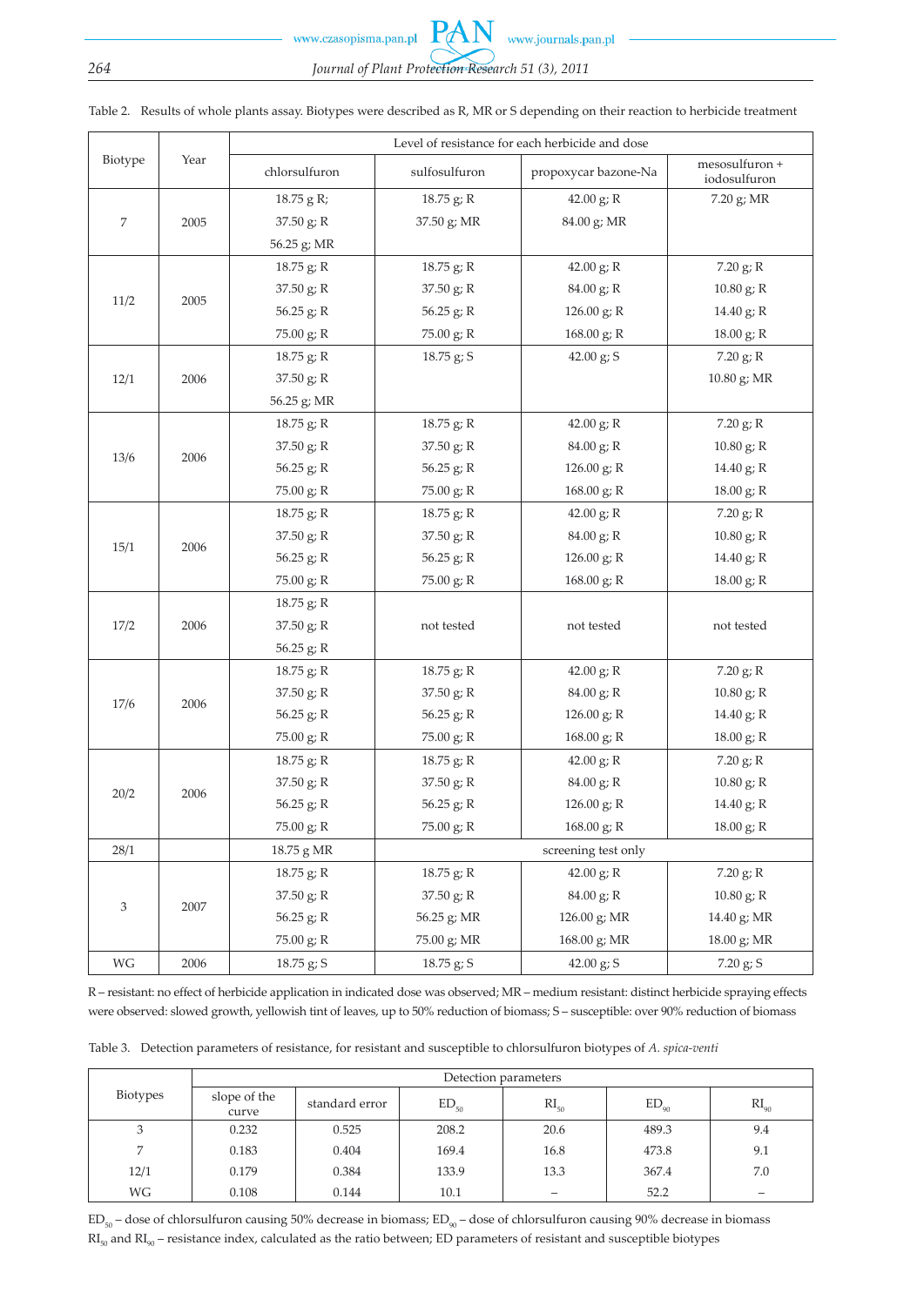Table 2. Results of whole plants assay. Biotypes were described as R, MR or S depending on their reaction to herbicide treatment

| Biotype | Year | Level of resistance for each herbicide and dose | | | |
|---|---|---|---|---|---|
| | | chlorsulfuron | sulfosulfuron | propoxycar bazone-Na | mesosulfuron + iodosulfuron |
| 7 | 2005 | 18.75 g R; | 18.75 g; R | 42.00 g; R | 7.20 g; MR |
| | | 37.50 g; R | 37.50 g; MR | 84.00 g; MR | |
| | | 56.25 g; MR | | | |
| 11/2 | 2005 | 18.75 g; R | 18.75 g; R | 42.00 g; R | 7.20 g; R |
| | | 37.50 g; R | 37.50 g; R | 84.00 g; R | 10.80 g; R |
| | | 56.25 g; R | 56.25 g; R | 126.00 g; R | 14.40 g; R |
| | | 75.00 g; R | 75.00 g; R | 168.00 g; R | 18.00 g; R |
| 12/1 | 2006 | 18.75 g; R | 18.75 g; S | 42.00 g; S | 7.20 g; R |
| | | 37.50 g; R | | | 10.80 g; MR |
| | | 56.25 g; MR | | | |
| 13/6 | 2006 | 18.75 g; R | 18.75 g; R | 42.00 g; R | 7.20 g; R |
| | | 37.50 g; R | 37.50 g; R | 84.00 g; R | 10.80 g; R |
| | | 56.25 g; R | 56.25 g; R | 126.00 g; R | 14.40 g; R |
| | | 75.00 g; R | 75.00 g; R | 168.00 g; R | 18.00 g; R |
| 15/1 | 2006 | 18.75 g; R | 18.75 g; R | 42.00 g; R | 7.20 g; R |
| | | 37.50 g; R | 37.50 g; R | 84.00 g; R | 10.80 g; R |
| | | 56.25 g; R | 56.25 g; R | 126.00 g; R | 14.40 g; R |
| | | 75.00 g; R | 75.00 g; R | 168.00 g; R | 18.00 g; R |
| 17/2 | 2006 | 18.75 g; R | not tested | not tested | not tested |
| | | 37.50 g; R | | | |
| | | 56.25 g; R | | | |
| 17/6 | 2006 | 18.75 g; R | 18.75 g; R | 42.00 g; R | 7.20 g; R |
| | | 37.50 g; R | 37.50 g; R | 84.00 g; R | 10.80 g; R |
| | | 56.25 g; R | 56.25 g; R | 126.00 g; R | 14.40 g; R |
| | | 75.00 g; R | 75.00 g; R | 168.00 g; R | 18.00 g; R |
| 20/2 | 2006 | 18.75 g; R | 18.75 g; R | 42.00 g; R | 7.20 g; R |
| | | 37.50 g; R | 37.50 g; R | 84.00 g; R | 10.80 g; R |
| | | 56.25 g; R | 56.25 g; R | 126.00 g; R | 14.40 g; R |
| | | 75.00 g; R | 75.00 g; R | 168.00 g; R | 18.00 g; R |
| 28/1 | | 18.75 g MR | screening test only | | |
| 3 | 2007 | 18.75 g; R | 18.75 g; R | 42.00 g; R | 7.20 g; R |
| | | 37.50 g; R | 37.50 g; R | 84.00 g; R | 10.80 g; R |
| | | 56.25 g; R | 56.25 g; MR | 126.00 g; MR | 14.40 g; MR |
| | | 75.00 g; R | 75.00 g; MR | 168.00 g; MR | 18.00 g; MR |
| WG | 2006 | 18.75 g; S | 18.75 g; S | 42.00 g; S | 7.20 g; S |

R – resistant: no effect of herbicide application in indicated dose was observed; MR – medium resistant: distinct herbicide spraying effects were observed: slowed growth, yellowish tint of leaves, up to 50% reduction of biomass; S – susceptible: over 90% reduction of biomass

Table 3. Detection parameters of resistance, for resistant and susceptible to chlorsulfuron biotypes of *A. spica-venti*

| Biotypes | Detection parameters | | | | | |
|---|---|---|---|---|---|---|
| | slope of the curve | standard error | $ED_{50}$ | $RI_{50}$ | $ED_{90}$ | $RI_{90}$ |
| 3 | 0.232 | 0.525 | 208.2 | 20.6 | 489.3 | 9.4 |
| 7 | 0.183 | 0.404 | 169.4 | 16.8 | 473.8 | 9.1 |
| 12/1 | 0.179 | 0.384 | 133.9 | 13.3 | 367.4 | 7.0 |
| WG | 0.108 | 0.144 | 10.1 | – | 52.2 | – |

$ED_{50}$ – dose of chlorsulfuron causing 50% decrease in biomass; $ED_{90}$ – dose of chlorsulfuron causing 90% decrease in biomass
$RI_{50}$ and $RI_{90}$ – resistance index, calculated as the ratio between; ED parameters of resistant and susceptible biotypes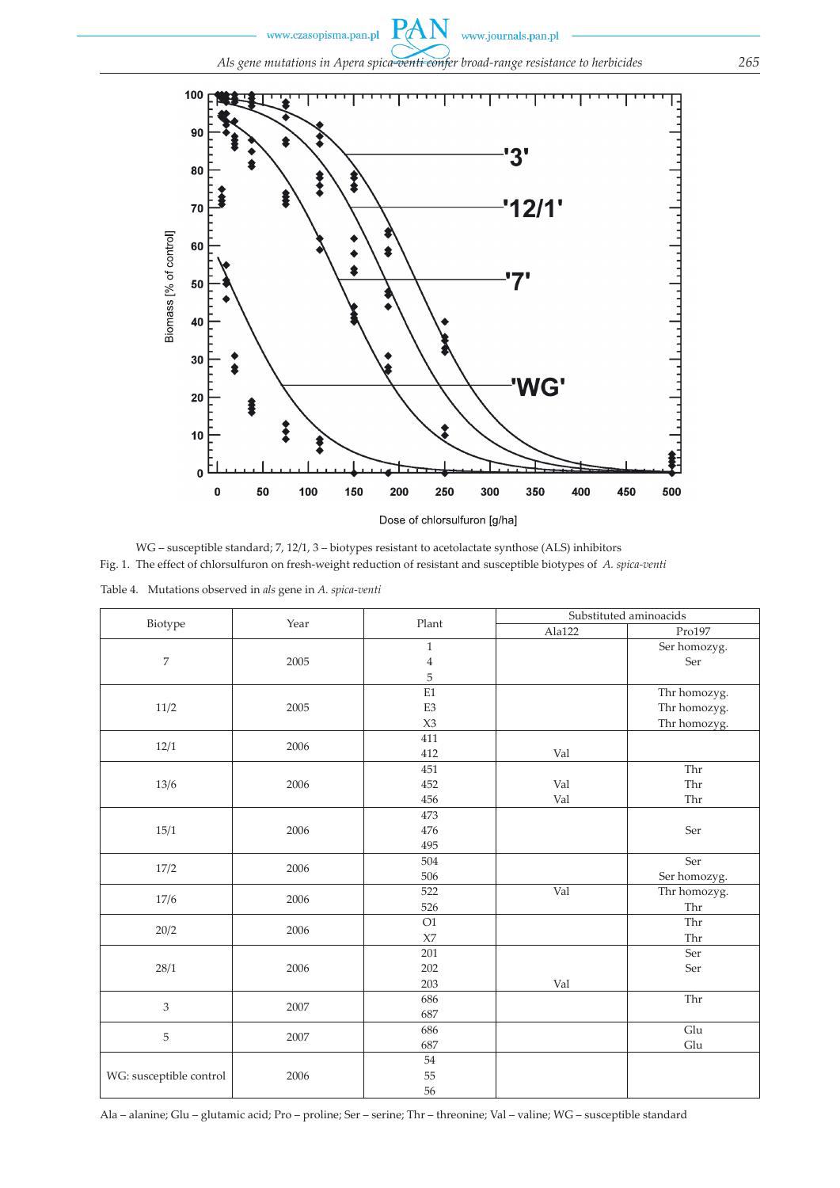WG – susceptible standard; 7, 12/1, 3 – biotypes resistant to acetolactate synthose (ALS) inhibitors

Fig. 1. The effect of chlorsulfuron on fresh-weight reduction of resistant and susceptible biotypes of *A. spica-venti*

Table 4. Mutations observed in *als* gene in *A. spica-venti*

| Biotype | Year | Plant | Substituted aminoacids | |
|---|---|---|---|---|
| | | | Ala122 | Pro197 |
| 7 | 2005 | 1 | | Ser homozyg. |
| | | 4 | | Ser |
| | | 5 | | |
| 11/2 | 2005 | E1 | | Thr homozyg. |
| | | E3 | | Thr homozyg. |
| | | X3 | | Thr homozyg. |
| 12/1 | 2006 | 411 | | |
| | | 412 | Val | |
| 13/6 | 2006 | 451 | | Thr |
| | | 452 | Val | Thr |
| | | 456 | Val | Thr |
| 15/1 | 2006 | 473 | | |
| | | 476 | | Ser |
| | | 495 | | |
| 17/2 | 2006 | 504 | | Ser |
| | | 506 | | Ser homozyg. |
| 17/6 | 2006 | 522 | Val | Thr homozyg. |
| | | 526 | | Thr |
| 20/2 | 2006 | O1 | | Thr |
| | | X7 | | Thr |
| 28/1 | 2006 | 201 | | Ser |
| | | 202 | | Ser |
| | | 203 | Val | |
| 3 | 2007 | 686 | | Thr |
| | | 687 | | |
| 5 | 2007 | 686 | | Glu |
| | | 687 | | Glu |
| WG: susceptible control | 2006 | 54 | | |
| | | 55 | | |
| | | 56 | | |

Ala – alanine; Glu – glutamic acid; Pro – proline; Ser – serine; Thr – threonine; Val – valine; WG – susceptible standard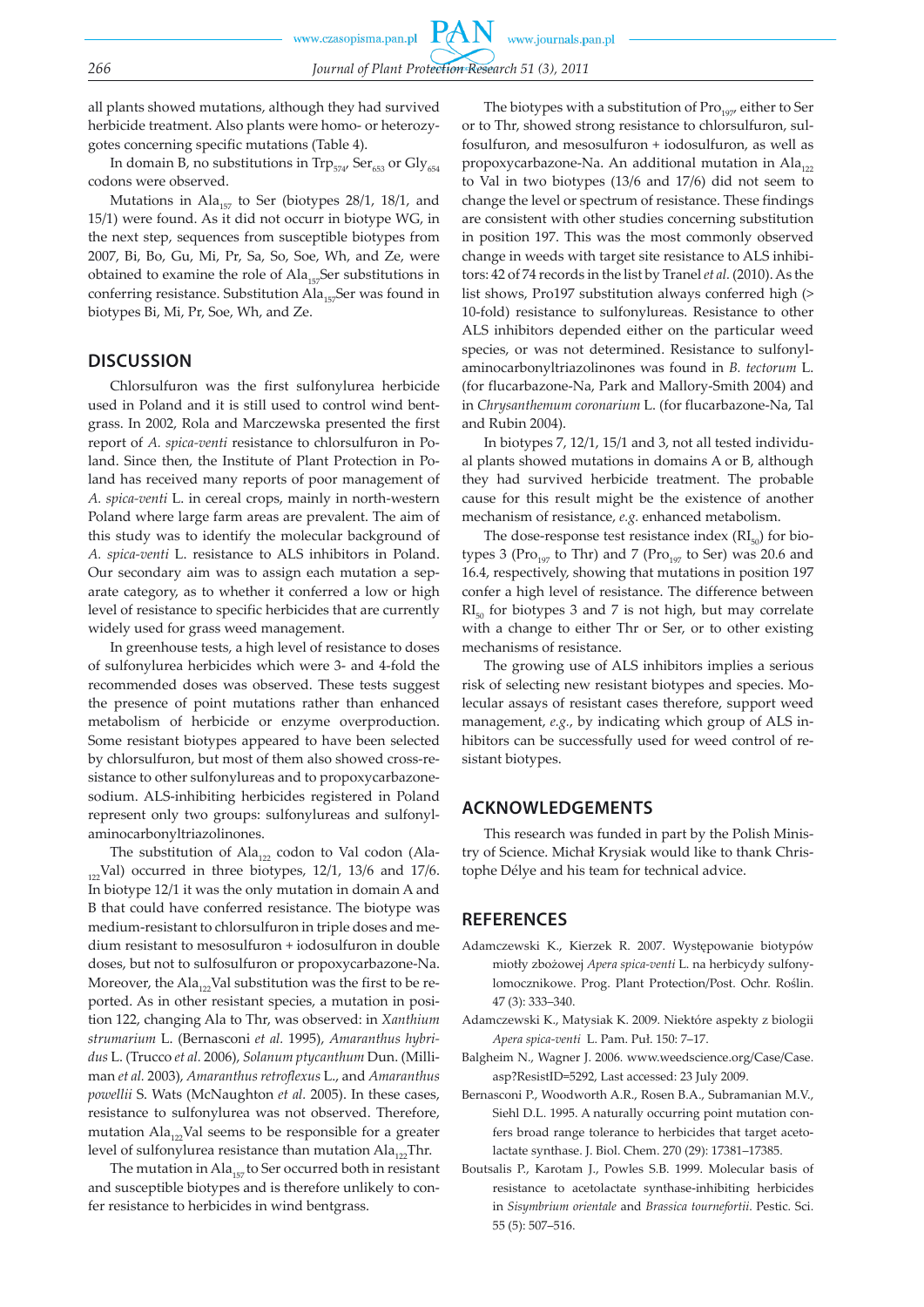all plants showed mutations, although they had survived herbicide treatment. Also plants were homo- or heterozygotes concerning specific mutations (Table 4).

In domain B, no substitutions in $Trp_{574}$, $Ser_{653}$ or $Gly_{654}$ codons were observed.

Mutations in $Ala_{157}$ to Ser (biotypes 28/1, 18/1, and 15/1) were found. As it did not occurr in biotype WG, in the next step, sequences from susceptible biotypes from 2007, Bi, Bo, Gu, Mi, Pr, Sa, So, Soe, Wh, and Ze, were obtained to examine the role of $Ala_{157}$Ser substitutions in conferring resistance. Substitution $Ala_{157}$Ser was found in biotypes Bi, Mi, Pr, Soe, Wh, and Ze.

## DISCUSSION

Chlorsulfuron was the first sulfonylurea herbicide used in Poland and it is still used to control wind bentgrass. In 2002, Rola and Marczewska presented the first report of *A. spica-venti* resistance to chlorsulfuron in Poland. Since then, the Institute of Plant Protection in Poland has received many reports of poor management of *A. spica-venti* L. in cereal crops, mainly in north-western Poland where large farm areas are prevalent. The aim of this study was to identify the molecular background of *A. spica-venti* L. resistance to ALS inhibitors in Poland. Our secondary aim was to assign each mutation a separate category, as to whether it conferred a low or high level of resistance to specific herbicides that are currently widely used for grass weed management.

In greenhouse tests, a high level of resistance to doses of sulfonylurea herbicides which were 3- and 4-fold the recommended doses was observed. These tests suggest the presence of point mutations rather than enhanced metabolism of herbicide or enzyme overproduction. Some resistant biotypes appeared to have been selected by chlorsulfuron, but most of them also showed cross-resistance to other sulfonylureas and to propoxycarbazone-sodium. ALS-inhibiting herbicides registered in Poland represent only two groups: sulfonylureas and sulfonylaminocarbonyltriazolinones.

The substitution of $Ala_{122}$ codon to Val codon ($Ala_{122}$Val) occurred in three biotypes, 12/1, 13/6 and 17/6. In biotype 12/1 it was the only mutation in domain A and B that could have conferred resistance. The biotype was medium-resistant to chlorsulfuron in triple doses and medium resistant to mesosulfuron + iodosulfuron in double doses, but not to sulfosulfuron or propoxycarbazone-Na. Moreover, the $Ala_{122}$Val substitution was the first to be reported. As in other resistant species, a mutation in position 122, changing Ala to Thr, was observed: in *Xanthium strumarium* L. (Bernasconi *et al.* 1995), *Amaranthus hybridus* L. (Trucco *et al.* 2006), *Solanum ptycanthum* Dun. (Milliman *et al.* 2003), *Amaranthus retroflexus* L., and *Amaranthus powellii* S. Wats (McNaughton *et al.* 2005). In these cases, resistance to sulfonylurea was not observed. Therefore, mutation $Ala_{122}$Val seems to be responsible for a greater level of sulfonylurea resistance than mutation $Ala_{122}$Thr.

The mutation in $Ala_{157}$ to Ser occurred both in resistant and susceptible biotypes and is therefore unlikely to confer resistance to herbicides in wind bentgrass.

The biotypes with a substitution of $Pro_{197}$, either to Ser or to Thr, showed strong resistance to chlorsulfuron, sulfosulfuron, and mesosulfuron + iodosulfuron, as well as propoxycarbazone-Na. An additional mutation in $Ala_{122}$ to Val in two biotypes (13/6 and 17/6) did not seem to change the level or spectrum of resistance. These findings are consistent with other studies concerning substitution in position 197. This was the most commonly observed change in weeds with target site resistance to ALS inhibitors: 42 of 74 records in the list by Tranel *et al.* (2010). As the list shows, Pro197 substitution always conferred high (> 10-fold) resistance to sulfonylureas. Resistance to other ALS inhibitors depended either on the particular weed species, or was not determined. Resistance to sulfonylaminocarbonyltriazolinones was found in *B. tectorum* L. (for flucarbazone-Na, Park and Mallory-Smith 2004) and in *Chrysanthemum coronarium* L. (for flucarbazone-Na, Tal and Rubin 2004).

In biotypes 7, 12/1, 15/1 and 3, not all tested individual plants showed mutations in domains A or B, although they had survived herbicide treatment. The probable cause for this result might be the existence of another mechanism of resistance, *e.g.* enhanced metabolism.

The dose-response test resistance index ($RI_{50}$) for biotypes 3 ($Pro_{197}$ to Thr) and 7 ($Pro_{197}$ to Ser) was 20.6 and 16.4, respectively, showing that mutations in position 197 confer a high level of resistance. The difference between $RI_{50}$ for biotypes 3 and 7 is not high, but may correlate with a change to either Thr or Ser, or to other existing mechanisms of resistance.

The growing use of ALS inhibitors implies a serious risk of selecting new resistant biotypes and species. Molecular assays of resistant cases therefore, support weed management, *e.g.*, by indicating which group of ALS inhibitors can be successfully used for weed control of resistant biotypes.

## ACKNOWLEDGEMENTS

This research was funded in part by the Polish Ministry of Science. Michał Krysiak would like to thank Christophe Délye and his team for technical advice.

## REFERENCES

Adamczewski K., Kierzek R. 2007. Występowanie biotypów miotły zbożowej *Apera spica-venti* L. na herbicydy sulfonylomocznikowe. Prog. Plant Protection/Post. Ochr. Roślin. 47 (3): 333–340.

Adamczewski K., Matysiak K. 2009. Niektóre aspekty z biologii *Apera spica-venti* L. Pam. Puł. 150: 7–17.

Balgheim N., Wagner J. 2006. www.weedscience.org/Case/Case.asp?ResistID=5292, Last accessed: 23 July 2009.

Bernasconi P., Woodworth A.R., Rosen B.A., Subramanian M.V., Siehl D.L. 1995. A naturally occurring point mutation confers broad range tolerance to herbicides that target acetolactate synthase. J. Biol. Chem. 270 (29): 17381–17385.

Boutsalis P., Karotam J., Powles S.B. 1999. Molecular basis of resistance to acetolactate synthase-inhibiting herbicides in *Sisymbrium orientale* and *Brassica tournefortii*. Pestic. Sci. 55 (5): 507–516.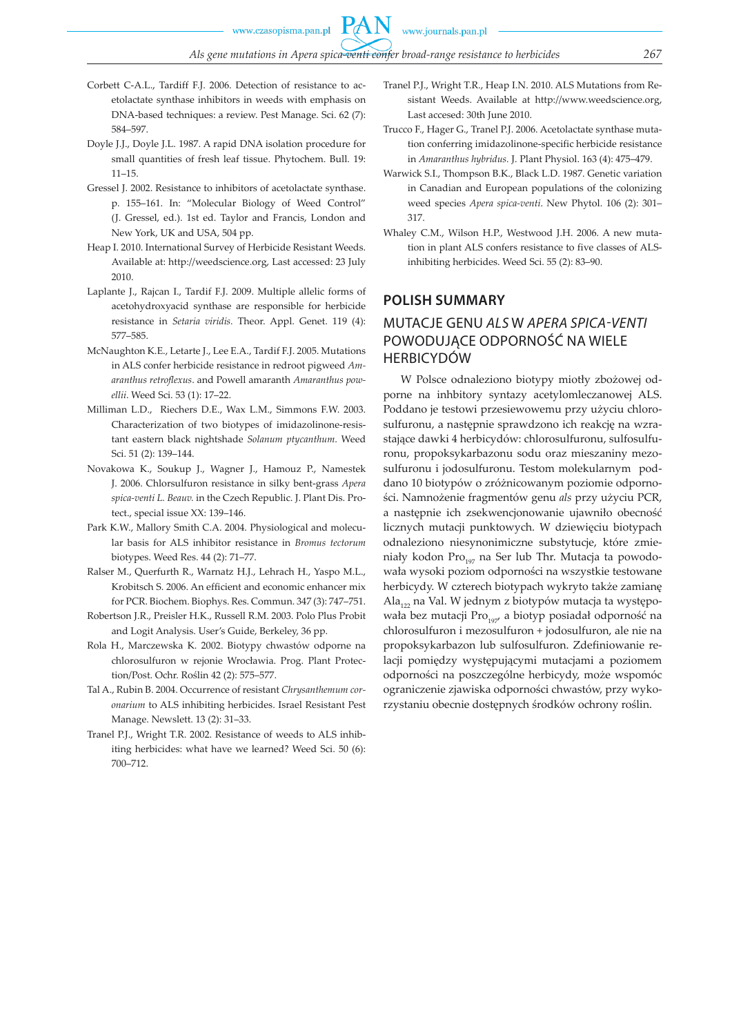Corbett C-A.L., Tardiff F.J. 2006. Detection of resistance to acetolactate synthase inhibitors in weeds with emphasis on DNA-based techniques: a review. Pest Manage. Sci. 62 (7): 584–597.

Doyle J.J., Doyle J.L. 1987. A rapid DNA isolation procedure for small quantities of fresh leaf tissue. Phytochem. Bull. 19: 11–15.

Gressel J. 2002. Resistance to inhibitors of acetolactate synthase. p. 155–161. In: "Molecular Biology of Weed Control" (J. Gressel, ed.). 1st ed. Taylor and Francis, London and New York, UK and USA, 504 pp.

Heap I. 2010. International Survey of Herbicide Resistant Weeds. Available at: http://weedscience.org, Last accessed: 23 July 2010.

Laplante J., Rajcan I., Tardif F.J. 2009. Multiple allelic forms of acetohydroxyacid synthase are responsible for herbicide resistance in *Setaria viridis*. Theor. Appl. Genet. 119 (4): 577–585.

McNaughton K.E., Letarte J., Lee E.A., Tardif F.J. 2005. Mutations in ALS confer herbicide resistance in redroot pigweed *Amaranthus retroflexus*. and Powell amaranth *Amaranthus powellii*. Weed Sci. 53 (1): 17–22.

Milliman L.D., Riechers D.E., Wax L.M., Simmons F.W. 2003. Characterization of two biotypes of imidazolinone-resistant eastern black nightshade *Solanum ptycanthum*. Weed Sci. 51 (2): 139–144.

Novakowa K., Soukup J., Wagner J., Hamouz P., Namestek J. 2006. Chlorsulfuron resistance in silky bent-grass *Apera spica-venti L. Beauv.* in the Czech Republic. J. Plant Dis. Protect., special issue XX: 139–146.

Park K.W., Mallory Smith C.A. 2004. Physiological and molecular basis for ALS inhibitor resistance in *Bromus tectorum* biotypes. Weed Res. 44 (2): 71–77.

Ralser M., Querfurth R., Warnatz H.J., Lehrach H., Yaspo M.L., Krobitsch S. 2006. An efficient and economic enhancer mix for PCR. Biochem. Biophys. Res. Commun. 347 (3): 747–751.

Robertson J.R., Preisler H.K., Russell R.M. 2003. Polo Plus Probit and Logit Analysis. User's Guide, Berkeley, 36 pp.

Rola H., Marczewska K. 2002. Biotypy chwastów odporne na chlorosulfuron w rejonie Wrocławia. Prog. Plant Protection/Post. Ochr. Roślin 42 (2): 575–577.

Tal A., Rubin B. 2004. Occurrence of resistant *Chrysanthemum coronarium* to ALS inhibiting herbicides. Israel Resistant Pest Manage. Newslett. 13 (2): 31–33.

Tranel P.J., Wright T.R. 2002. Resistance of weeds to ALS inhibiting herbicides: what have we learned? Weed Sci. 50 (6): 700–712.

Tranel P.J., Wright T.R., Heap I.N. 2010. ALS Mutations from Resistant Weeds. Available at http://www.weedscience.org, Last accesed: 30th June 2010.

Trucco F., Hager G., Tranel P.J. 2006. Acetolactate synthase mutation conferring imidazolinone-specific herbicide resistance in *Amaranthus hybridus*. J. Plant Physiol. 163 (4): 475–479.

Warwick S.I., Thompson B.K., Black L.D. 1987. Genetic variation in Canadian and European populations of the colonizing weed species *Apera spica-venti*. New Phytol. 106 (2): 301–317.

Whaley C.M., Wilson H.P., Westwood J.H. 2006. A new mutation in plant ALS confers resistance to five classes of ALS-inhibiting herbicides. Weed Sci. 55 (2): 83–90.

## POLISH SUMMARY

### MUTACJE GENU *ALS* W *APERA SPICA-VENTI* POWODUJĄCE ODPORNOŚĆ NA WIELE HERBICYDÓW

W Polsce odnaleziono biotypy miotły zbożowej odporne na inhbitory syntazy acetylomleczanowej ALS. Poddano je testowi przesiewowemu przy użyciu chlorosulfuronu, a następnie sprawdzono ich reakcję na wzrastające dawki 4 herbicydów: chlorosulfuronu, sulfosulfuronu, propoksykarbazonu sodu oraz mieszaniny mezosulfuronu i jodosulfuronu. Testom molekularnym poddano 10 biotypów o zróżnicowanym poziomie odporności. Namnożenie fragmentów genu *als* przy użyciu PCR, a następnie ich zsekwencjonowanie ujawniło obecność licznych mutacji punktowych. W dziewięciu biotypach odnaleziono niesynonimiczne substytucje, które zmieniały kodon $Pro_{197}$ na Ser lub Thr. Mutacja ta powodowała wysoki poziom odporności na wszystkie testowane herbicydy. W czterech biotypach wykryto także zamianę $Ala_{122}$ na Val. W jednym z biotypów mutacja ta występowała bez mutacji $Pro_{197}$, a biotyp posiadał odporność na chlorosulfuron i mezosulfuron + jodosulfuron, ale nie na propoksykarbazon lub sulfosulfuron. Zdefiniowanie relacji pomiędzy występującymi mutacjami a poziomem odporności na poszczególne herbicydy, może wspomóc ograniczenie zjawiska odporności chwastów, przy wykorzystaniu obecnie dostępnych środków ochrony roślin.